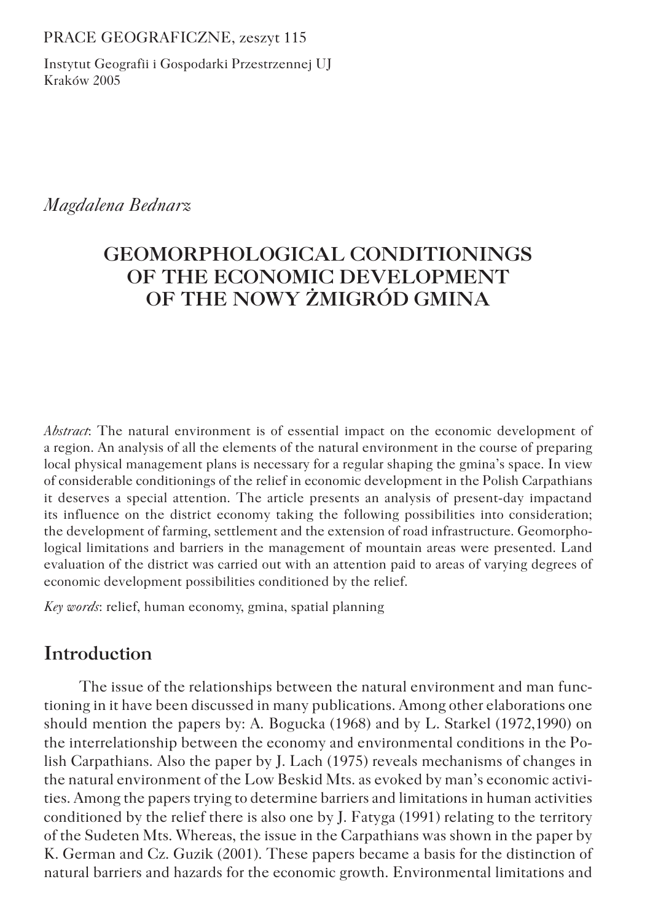PRACE GEOGRAFICZNE, zeszyt 115

Instytut Geografii i Gospodarki Przestrzennej UJ
Kraków 2005

*Magdalena Bednarz*

# GEOMORPHOLOGICAL CONDITIONINGS OF THE ECONOMIC DEVELOPMENT OF THE NOWY ŻMIGRÓD GMINA

*Abstract*: The natural environment is of essential impact on the economic development of a region. An analysis of all the elements of the natural environment in the course of preparing local physical management plans is necessary for a regular shaping the gmina's space. In view of considerable conditionings of the relief in economic development in the Polish Carpathians it deserves a special attention. The article presents an analysis of present-day impactand its influence on the district economy taking the following possibilities into consideration; the development of farming, settlement and the extension of road infrastructure. Geomorphological limitations and barriers in the management of mountain areas were presented. Land evaluation of the district was carried out with an attention paid to areas of varying degrees of economic development possibilities conditioned by the relief.

*Key words*: relief, human economy, gmina, spatial planning

## Introduction

The issue of the relationships between the natural environment and man functioning in it have been discussed in many publications. Among other elaborations one should mention the papers by: A. Bogucka (1968) and by L. Starkel (1972,1990) on the interrelationship between the economy and environmental conditions in the Polish Carpathians. Also the paper by J. Lach (1975) reveals mechanisms of changes in the natural environment of the Low Beskid Mts. as evoked by man's economic activities. Among the papers trying to determine barriers and limitations in human activities conditioned by the relief there is also one by J. Fatyga (1991) relating to the territory of the Sudeten Mts. Whereas, the issue in the Carpathians was shown in the paper by K. German and Cz. Guzik (2001). These papers became a basis for the distinction of natural barriers and hazards for the economic growth. Environmental limitations and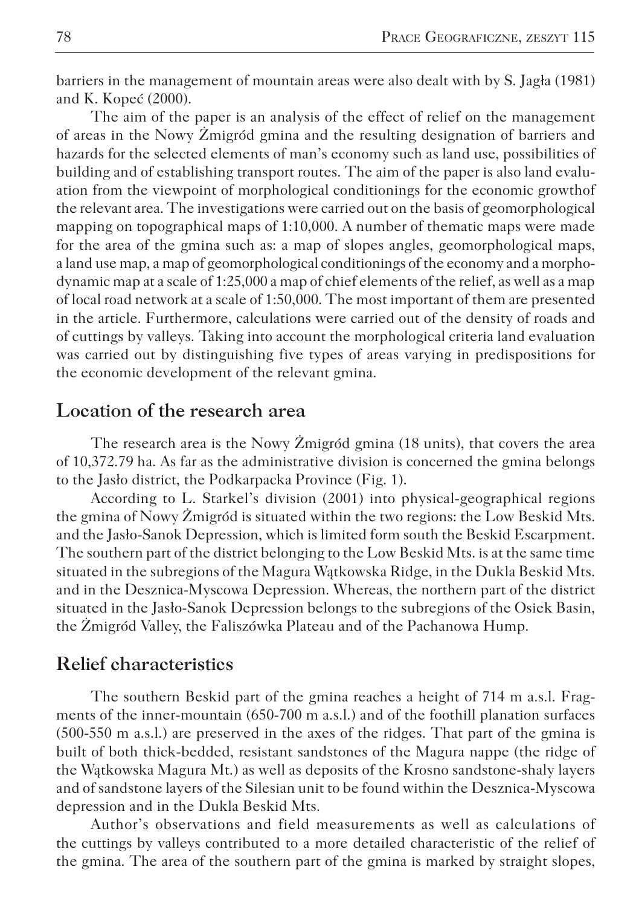barriers in the management of mountain areas were also dealt with by S. Jagła (1981) and K. Kopeć (2000).

The aim of the paper is an analysis of the effect of relief on the management of areas in the Nowy Żmigród gmina and the resulting designation of barriers and hazards for the selected elements of man's economy such as land use, possibilities of building and of establishing transport routes. The aim of the paper is also land evaluation from the viewpoint of morphological conditionings for the economic growthof the relevant area. The investigations were carried out on the basis of geomorphological mapping on topographical maps of 1:10,000. A number of thematic maps were made for the area of the gmina such as: a map of slopes angles, geomorphological maps, a land use map, a map of geomorphological conditionings of the economy and a morphodynamic map at a scale of 1:25,000 a map of chief elements of the relief, as well as a map of local road network at a scale of 1:50,000. The most important of them are presented in the article. Furthermore, calculations were carried out of the density of roads and of cuttings by valleys. Taking into account the morphological criteria land evaluation was carried out by distinguishing five types of areas varying in predispositions for the economic development of the relevant gmina.

## Location of the research area

The research area is the Nowy Żmigród gmina (18 units), that covers the area of 10,372.79 ha. As far as the administrative division is concerned the gmina belongs to the Jasło district, the Podkarpacka Province (Fig. 1).

According to L. Starkel's division (2001) into physical-geographical regions the gmina of Nowy Żmigród is situated within the two regions: the Low Beskid Mts. and the Jasło-Sanok Depression, which is limited form south the Beskid Escarpment. The southern part of the district belonging to the Low Beskid Mts. is at the same time situated in the subregions of the Magura Wątkowska Ridge, in the Dukla Beskid Mts. and in the Desznica-Myscowa Depression. Whereas, the northern part of the district situated in the Jasło-Sanok Depression belongs to the subregions of the Osiek Basin, the Żmigród Valley, the Faliszówka Plateau and of the Pachanowa Hump.

## Relief characteristics

The southern Beskid part of the gmina reaches a height of 714 m a.s.l. Fragments of the inner-mountain (650-700 m a.s.l.) and of the foothill planation surfaces (500-550 m a.s.l.) are preserved in the axes of the ridges. That part of the gmina is built of both thick-bedded, resistant sandstones of the Magura nappe (the ridge of the Wątkowska Magura Mt.) as well as deposits of the Krosno sandstone-shaly layers and of sandstone layers of the Silesian unit to be found within the Desznica-Myscowa depression and in the Dukla Beskid Mts.

Author's observations and field measurements as well as calculations of the cuttings by valleys contributed to a more detailed characteristic of the relief of the gmina. The area of the southern part of the gmina is marked by straight slopes,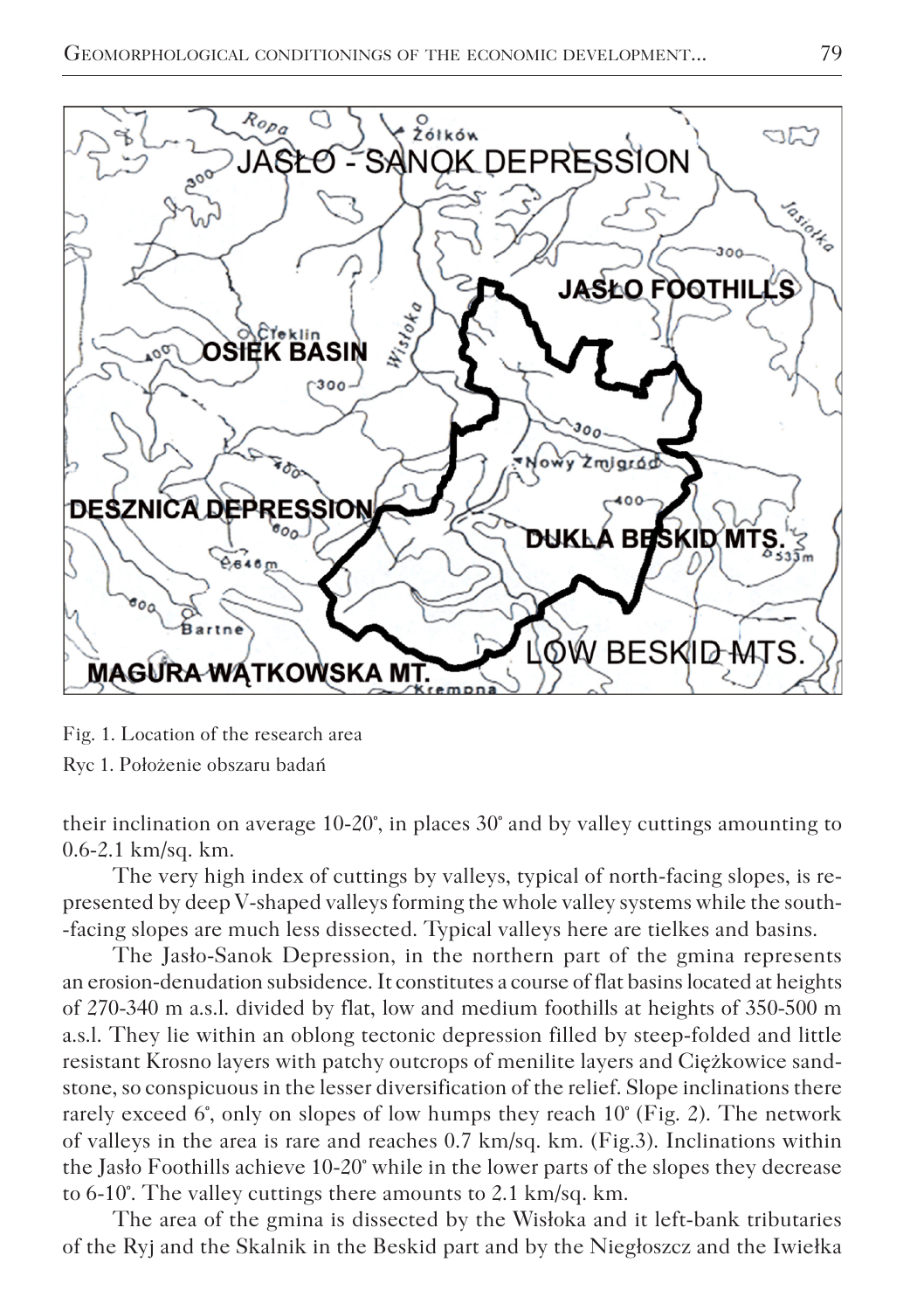Fig. 1. Location of the research area

Ryc 1. Położenie obszaru badań

their inclination on average 10-20°, in places 30° and by valley cuttings amounting to 0.6-2.1 km/sq. km.

The very high index of cuttings by valleys, typical of north-facing slopes, is represented by deep V-shaped valleys forming the whole valley systems while the south-facing slopes are much less dissected. Typical valleys here are tielkes and basins.

The Jasło-Sanok Depression, in the northern part of the gmina represents an erosion-denudation subsidence. It constitutes a course of flat basins located at heights of 270-340 m a.s.l. divided by flat, low and medium foothills at heights of 350-500 m a.s.l. They lie within an oblong tectonic depression filled by steep-folded and little resistant Krosno layers with patchy outcrops of menilite layers and Ciężkowice sandstone, so conspicuous in the lesser diversification of the relief. Slope inclinations there rarely exceed 6°, only on slopes of low humps they reach 10° (Fig. 2). The network of valleys in the area is rare and reaches 0.7 km/sq. km. (Fig.3). Inclinations within the Jasło Foothills achieve 10-20° while in the lower parts of the slopes they decrease to 6-10°. The valley cuttings there amounts to 2.1 km/sq. km.

The area of the gmina is dissected by the Wisłoka and it left-bank tributaries of the Ryj and the Skalnik in the Beskid part and by the Niegłoszcz and the Iwiełka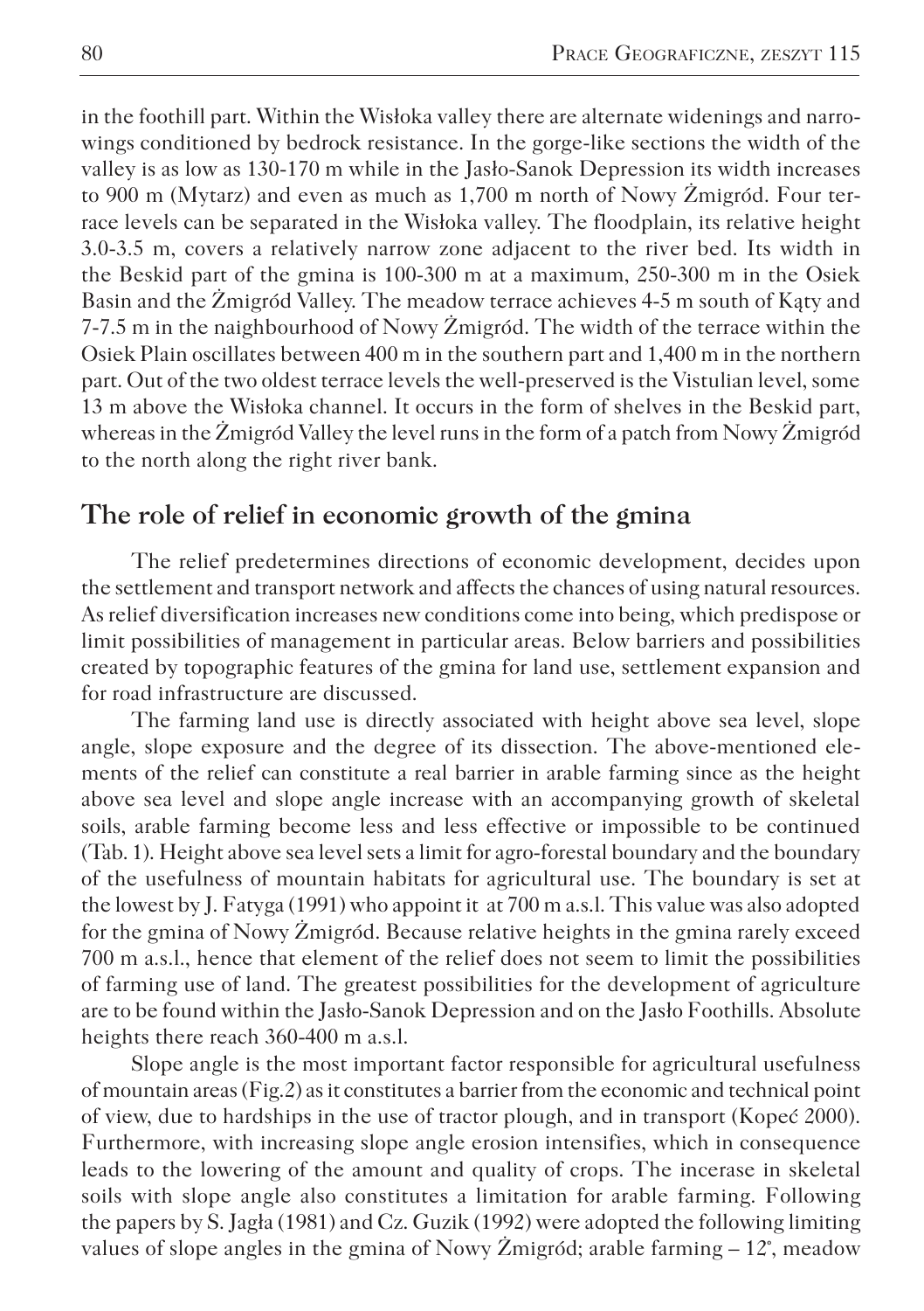in the foothill part. Within the Wisłoka valley there are alternate widenings and narrowings conditioned by bedrock resistance. In the gorge-like sections the width of the valley is as low as 130-170 m while in the Jasło-Sanok Depression its width increases to 900 m (Mytarz) and even as much as 1,700 m north of Nowy Żmigród. Four terrace levels can be separated in the Wisłoka valley. The floodplain, its relative height 3.0-3.5 m, covers a relatively narrow zone adjacent to the river bed. Its width in the Beskid part of the gmina is 100-300 m at a maximum, 250-300 m in the Osiek Basin and the Żmigród Valley. The meadow terrace achieves 4-5 m south of Kąty and 7-7.5 m in the naighbourhood of Nowy Żmigród. The width of the terrace within the Osiek Plain oscillates between 400 m in the southern part and 1,400 m in the northern part. Out of the two oldest terrace levels the well-preserved is the Vistulian level, some 13 m above the Wisłoka channel. It occurs in the form of shelves in the Beskid part, whereas in the Żmigród Valley the level runs in the form of a patch from Nowy Żmigród to the north along the right river bank.

## The role of relief in economic growth of the gmina

The relief predetermines directions of economic development, decides upon the settlement and transport network and affects the chances of using natural resources. As relief diversification increases new conditions come into being, which predispose or limit possibilities of management in particular areas. Below barriers and possibilities created by topographic features of the gmina for land use, settlement expansion and for road infrastructure are discussed.

The farming land use is directly associated with height above sea level, slope angle, slope exposure and the degree of its dissection. The above-mentioned elements of the relief can constitute a real barrier in arable farming since as the height above sea level and slope angle increase with an accompanying growth of skeletal soils, arable farming become less and less effective or impossible to be continued (Tab. 1). Height above sea level sets a limit for agro-forestal boundary and the boundary of the usefulness of mountain habitats for agricultural use. The boundary is set at the lowest by J. Fatyga (1991) who appoint it at 700 m a.s.l. This value was also adopted for the gmina of Nowy Żmigród. Because relative heights in the gmina rarely exceed 700 m a.s.l., hence that element of the relief does not seem to limit the possibilities of farming use of land. The greatest possibilities for the development of agriculture are to be found within the Jasło-Sanok Depression and on the Jasło Foothills. Absolute heights there reach 360-400 m a.s.l.

Slope angle is the most important factor responsible for agricultural usefulness of mountain areas (Fig.2) as it constitutes a barrier from the economic and technical point of view, due to hardships in the use of tractor plough, and in transport (Kopeć 2000). Furthermore, with increasing slope angle erosion intensifies, which in consequence leads to the lowering of the amount and quality of crops. The incerase in skeletal soils with slope angle also constitutes a limitation for arable farming. Following the papers by S. Jagła (1981) and Cz. Guzik (1992) were adopted the following limiting values of slope angles in the gmina of Nowy Żmigród; arable farming – 12°, meadow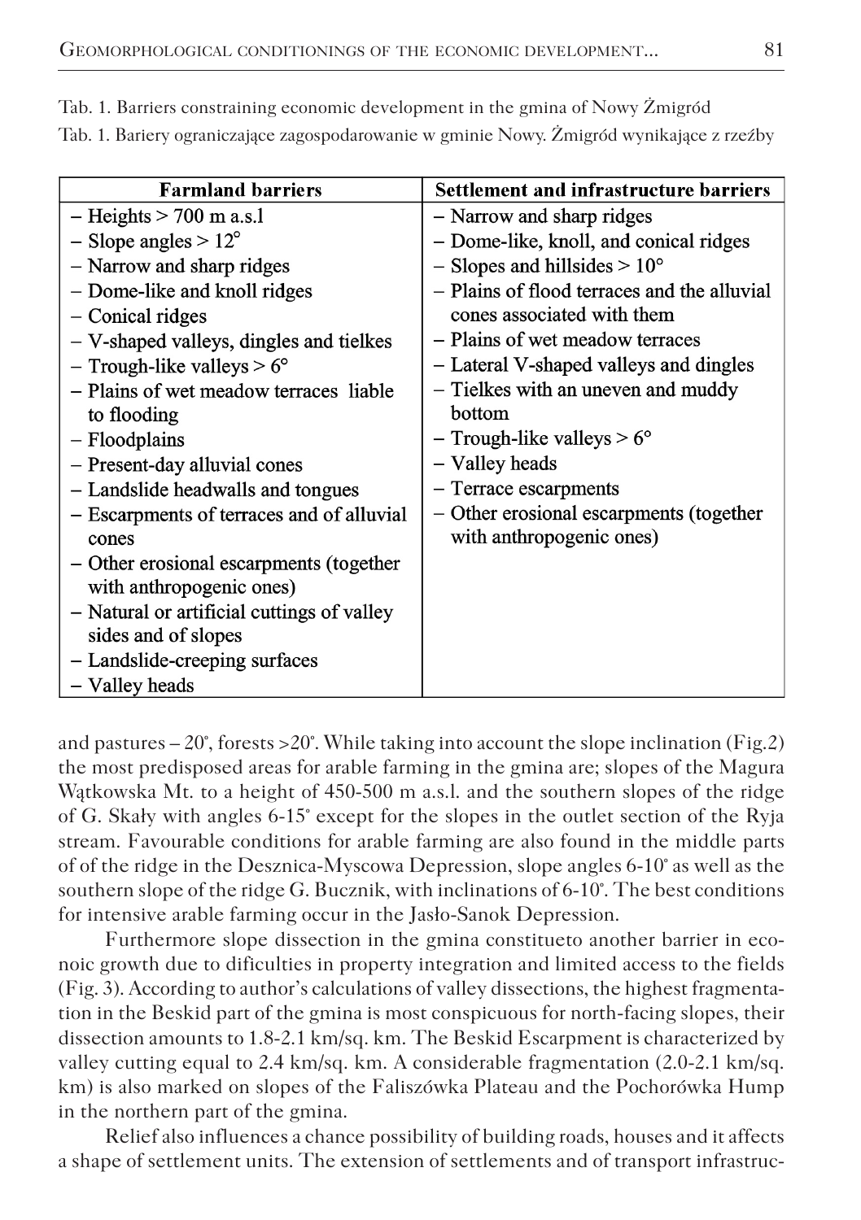Tab. 1. Barriers constraining economic development in the gmina of Nowy Żmigród

Tab. 1. Bariery ograniczające zagospodarowanie w gminie Nowy. Żmigród wynikające z rzeźby

| Farmland barriers | Settlement and infrastructure barriers |
|---|---|
| – Heights > 700 m a.s.l<br>– Slope angles > 12°<br>– Narrow and sharp ridges<br>– Dome-like and knoll ridges<br>– Conical ridges<br>– V-shaped valleys, dingles and tielkes<br>– Trough-like valleys > 6°<br>– Plains of wet meadow terraces liable to flooding<br>– Floodplains<br>– Present-day alluvial cones<br>– Landslide headwalls and tongues<br>– Escarpments of terraces and of alluvial cones<br>– Other erosional escarpments (together with anthropogenic ones)<br>– Natural or artificial cuttings of valley sides and of slopes<br>– Landslide-creeping surfaces<br>– Valley heads | – Narrow and sharp ridges<br>– Dome-like, knoll, and conical ridges<br>– Slopes and hillsides > 10°<br>– Plains of flood terraces and the alluvial cones associated with them<br>– Plains of wet meadow terraces<br>– Lateral V-shaped valleys and dingles<br>– Tielkes with an uneven and muddy bottom<br>– Trough-like valleys > 6°<br>– Valley heads<br>– Terrace escarpments<br>– Other erosional escarpments (together with anthropogenic ones) |

and pastures – 20°, forests >20°. While taking into account the slope inclination (Fig.2) the most predisposed areas for arable farming in the gmina are; slopes of the Magura Wątkowska Mt. to a height of 450-500 m a.s.l. and the southern slopes of the ridge of G. Skały with angles 6-15° except for the slopes in the outlet section of the Ryja stream. Favourable conditions for arable farming are also found in the middle parts of of the ridge in the Desznica-Myscowa Depression, slope angles 6-10° as well as the southern slope of the ridge G. Bucznik, with inclinations of 6-10°. The best conditions for intensive arable farming occur in the Jasło-Sanok Depression.

Furthermore slope dissection in the gmina constitueto another barrier in econoic growth due to dificulties in property integration and limited access to the fields (Fig. 3). According to author's calculations of valley dissections, the highest fragmentation in the Beskid part of the gmina is most conspicuous for north-facing slopes, their dissection amounts to 1.8-2.1 km/sq. km. The Beskid Escarpment is characterized by valley cutting equal to 2.4 km/sq. km. A considerable fragmentation (2.0-2.1 km/sq. km) is also marked on slopes of the Faliszówka Plateau and the Pochorówka Hump in the northern part of the gmina.

Relief also influences a chance possibility of building roads, houses and it affects a shape of settlement units. The extension of settlements and of transport infrastruc-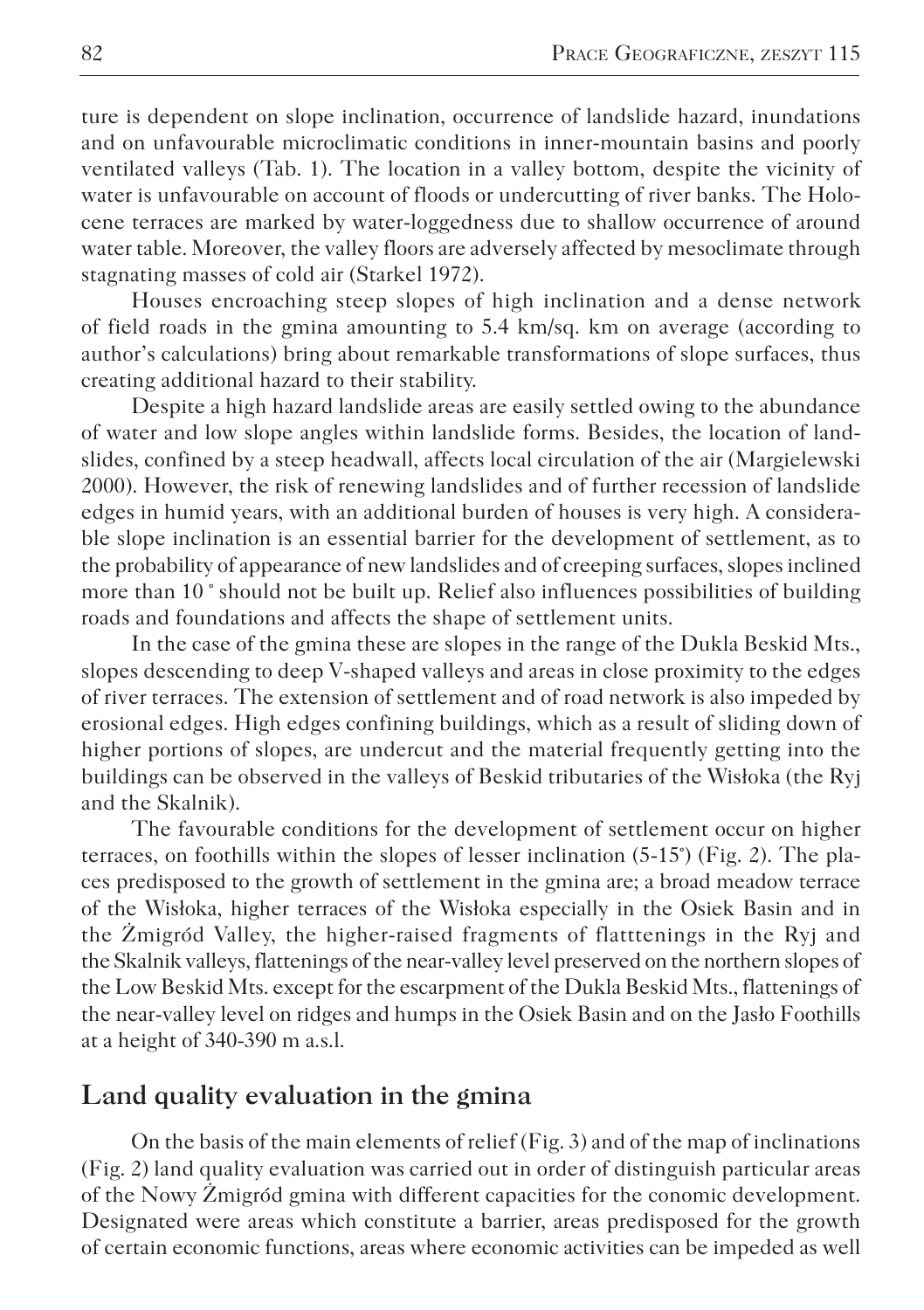ture is dependent on slope inclination, occurrence of landslide hazard, inundations and on unfavourable microclimatic conditions in inner-mountain basins and poorly ventilated valleys (Tab. 1). The location in a valley bottom, despite the vicinity of water is unfavourable on account of floods or undercutting of river banks. The Holocene terraces are marked by water-loggedness due to shallow occurrence of around water table. Moreover, the valley floors are adversely affected by mesoclimate through stagnating masses of cold air (Starkel 1972).

Houses encroaching steep slopes of high inclination and a dense network of field roads in the gmina amounting to 5.4 km/sq. km on average (according to author's calculations) bring about remarkable transformations of slope surfaces, thus creating additional hazard to their stability.

Despite a high hazard landslide areas are easily settled owing to the abundance of water and low slope angles within landslide forms. Besides, the location of landslides, confined by a steep headwall, affects local circulation of the air (Margielewski 2000). However, the risk of renewing landslides and of further recession of landslide edges in humid years, with an additional burden of houses is very high. A considerable slope inclination is an essential barrier for the development of settlement, as to the probability of appearance of new landslides and of creeping surfaces, slopes inclined more than 10 ° should not be built up. Relief also influences possibilities of building roads and foundations and affects the shape of settlement units.

In the case of the gmina these are slopes in the range of the Dukla Beskid Mts., slopes descending to deep V-shaped valleys and areas in close proximity to the edges of river terraces. The extension of settlement and of road network is also impeded by erosional edges. High edges confining buildings, which as a result of sliding down of higher portions of slopes, are undercut and the material frequently getting into the buildings can be observed in the valleys of Beskid tributaries of the Wisłoka (the Ryj and the Skalnik).

The favourable conditions for the development of settlement occur on higher terraces, on foothills within the slopes of lesser inclination (5-15°) (Fig. 2). The places predisposed to the growth of settlement in the gmina are; a broad meadow terrace of the Wisłoka, higher terraces of the Wisłoka especially in the Osiek Basin and in the Żmigród Valley, the higher-raised fragments of flatttenings in the Ryj and the Skalnik valleys, flattenings of the near-valley level preserved on the northern slopes of the Low Beskid Mts. except for the escarpment of the Dukla Beskid Mts., flattenings of the near-valley level on ridges and humps in the Osiek Basin and on the Jasło Foothills at a height of 340-390 m a.s.l.

## Land quality evaluation in the gmina

On the basis of the main elements of relief (Fig. 3) and of the map of inclinations (Fig. 2) land quality evaluation was carried out in order of distinguish particular areas of the Nowy Żmigród gmina with different capacities for the conomic development. Designated were areas which constitute a barrier, areas predisposed for the growth of certain economic functions, areas where economic activities can be impeded as well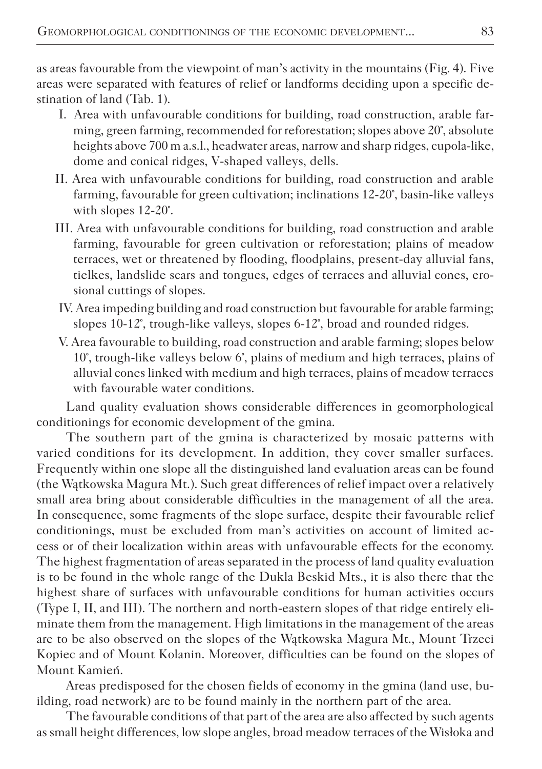as areas favourable from the viewpoint of man's activity in the mountains (Fig. 4). Five areas were separated with features of relief or landforms deciding upon a specific destination of land (Tab. 1).

I. Area with unfavourable conditions for building, road construction, arable farming, green farming, recommended for reforestation; slopes above 20°, absolute heights above 700 m a.s.l., headwater areas, narrow and sharp ridges, cupola-like, dome and conical ridges, V-shaped valleys, dells.

II. Area with unfavourable conditions for building, road construction and arable farming, favourable for green cultivation; inclinations 12-20°, basin-like valleys with slopes 12-20°.

III. Area with unfavourable conditions for building, road construction and arable farming, favourable for green cultivation or reforestation; plains of meadow terraces, wet or threatened by flooding, floodplains, present-day alluvial fans, tielkes, landslide scars and tongues, edges of terraces and alluvial cones, erosional cuttings of slopes.

IV. Area impeding building and road construction but favourable for arable farming; slopes 10-12°, trough-like valleys, slopes 6-12°, broad and rounded ridges.

V. Area favourable to building, road construction and arable farming; slopes below 10°, trough-like valleys below 6°, plains of medium and high terraces, plains of alluvial cones linked with medium and high terraces, plains of meadow terraces with favourable water conditions.

Land quality evaluation shows considerable differences in geomorphological conditionings for economic development of the gmina.

The southern part of the gmina is characterized by mosaic patterns with varied conditions for its development. In addition, they cover smaller surfaces. Frequently within one slope all the distinguished land evaluation areas can be found (the Wątkowska Magura Mt.). Such great differences of relief impact over a relatively small area bring about considerable difficulties in the management of all the area. In consequence, some fragments of the slope surface, despite their favourable relief conditionings, must be excluded from man's activities on account of limited access or of their localization within areas with unfavourable effects for the economy. The highest fragmentation of areas separated in the process of land quality evaluation is to be found in the whole range of the Dukla Beskid Mts., it is also there that the highest share of surfaces with unfavourable conditions for human activities occurs (Type I, II, and III). The northern and north-eastern slopes of that ridge entirely eliminate them from the management. High limitations in the management of the areas are to be also observed on the slopes of the Wątkowska Magura Mt., Mount Trzeci Kopiec and of Mount Kolanin. Moreover, difficulties can be found on the slopes of Mount Kamień.

Areas predisposed for the chosen fields of economy in the gmina (land use, building, road network) are to be found mainly in the northern part of the area.

The favourable conditions of that part of the area are also affected by such agents as small height differences, low slope angles, broad meadow terraces of the Wisłoka and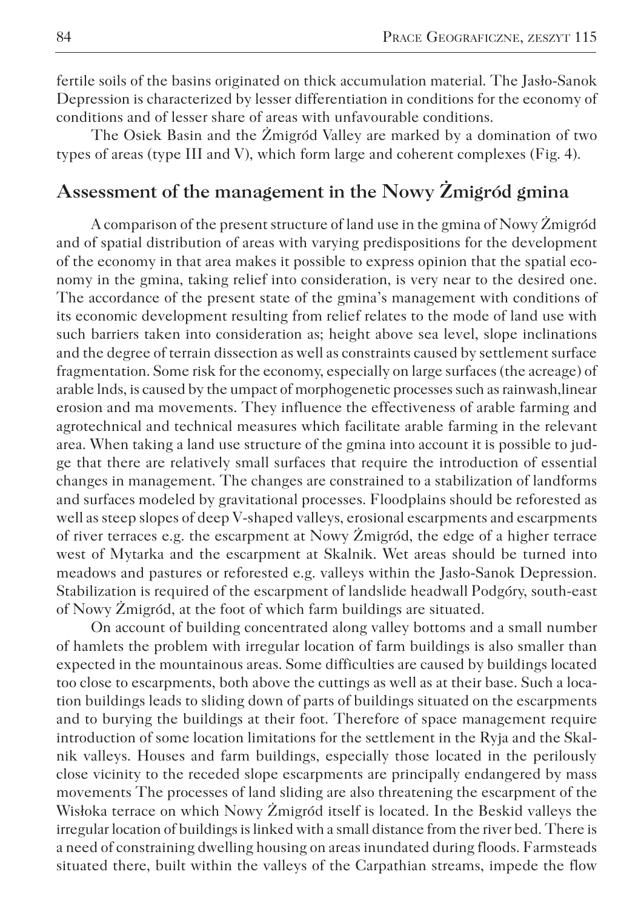fertile soils of the basins originated on thick accumulation material. The Jasło-Sanok Depression is characterized by lesser differentiation in conditions for the economy of conditions and of lesser share of areas with unfavourable conditions.

The Osiek Basin and the Żmigród Valley are marked by a domination of two types of areas (type III and V), which form large and coherent complexes (Fig. 4).

## Assessment of the management in the Nowy Żmigród gmina

A comparison of the present structure of land use in the gmina of Nowy Żmigród and of spatial distribution of areas with varying predispositions for the development of the economy in that area makes it possible to express opinion that the spatial economy in the gmina, taking relief into consideration, is very near to the desired one. The accordance of the present state of the gmina's management with conditions of its economic development resulting from relief relates to the mode of land use with such barriers taken into consideration as; height above sea level, slope inclinations and the degree of terrain dissection as well as constraints caused by settlement surface fragmentation. Some risk for the economy, especially on large surfaces (the acreage) of arable lnds, is caused by the umpact of morphogenetic processes such as rainwash,linear erosion and ma movements. They influence the effectiveness of arable farming and agrotechnical and technical measures which facilitate arable farming in the relevant area. When taking a land use structure of the gmina into account it is possible to judge that there are relatively small surfaces that require the introduction of essential changes in management. The changes are constrained to a stabilization of landforms and surfaces modeled by gravitational processes. Floodplains should be reforested as well as steep slopes of deep V-shaped valleys, erosional escarpments and escarpments of river terraces e.g. the escarpment at Nowy Żmigród, the edge of a higher terrace west of Mytarka and the escarpment at Skalnik. Wet areas should be turned into meadows and pastures or reforested e.g. valleys within the Jasło-Sanok Depression. Stabilization is required of the escarpment of landslide headwall Podgóry, south-east of Nowy Żmigród, at the foot of which farm buildings are situated.

On account of building concentrated along valley bottoms and a small number of hamlets the problem with irregular location of farm buildings is also smaller than expected in the mountainous areas. Some difficulties are caused by buildings located too close to escarpments, both above the cuttings as well as at their base. Such a location buildings leads to sliding down of parts of buildings situated on the escarpments and to burying the buildings at their foot. Therefore of space management require introduction of some location limitations for the settlement in the Ryja and the Skalnik valleys. Houses and farm buildings, especially those located in the perilously close vicinity to the receded slope escarpments are principally endangered by mass movements The processes of land sliding are also threatening the escarpment of the Wisłoka terrace on which Nowy Żmigród itself is located. In the Beskid valleys the irregular location of buildings is linked with a small distance from the river bed. There is a need of constraining dwelling housing on areas inundated during floods. Farmsteads situated there, built within the valleys of the Carpathian streams, impede the flow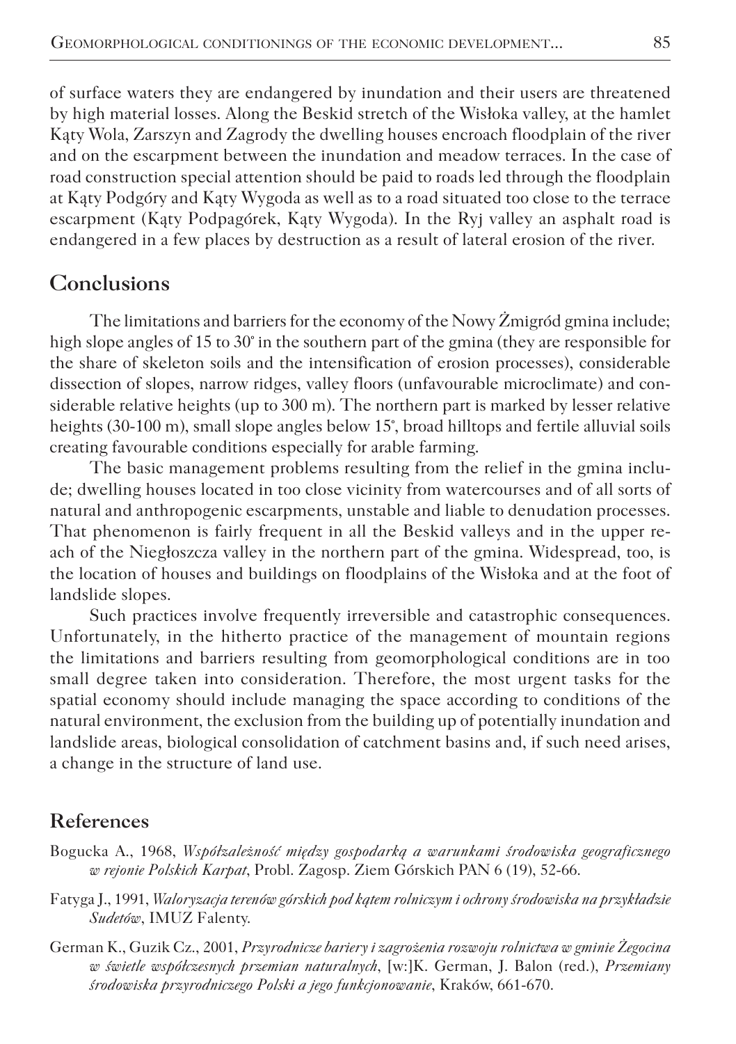of surface waters they are endangered by inundation and their users are threatened by high material losses. Along the Beskid stretch of the Wisłoka valley, at the hamlet Kąty Wola, Zarszyn and Zagrody the dwelling houses encroach floodplain of the river and on the escarpment between the inundation and meadow terraces. In the case of road construction special attention should be paid to roads led through the floodplain at Kąty Podgóry and Kąty Wygoda as well as to a road situated too close to the terrace escarpment (Kąty Podpagórek, Kąty Wygoda). In the Ryj valley an asphalt road is endangered in a few places by destruction as a result of lateral erosion of the river.

## Conclusions

The limitations and barriers for the economy of the Nowy Żmigród gmina include; high slope angles of 15 to 30° in the southern part of the gmina (they are responsible for the share of skeleton soils and the intensification of erosion processes), considerable dissection of slopes, narrow ridges, valley floors (unfavourable microclimate) and considerable relative heights (up to 300 m). The northern part is marked by lesser relative heights (30-100 m), small slope angles below 15°, broad hilltops and fertile alluvial soils creating favourable conditions especially for arable farming.

The basic management problems resulting from the relief in the gmina include; dwelling houses located in too close vicinity from watercourses and of all sorts of natural and anthropogenic escarpments, unstable and liable to denudation processes. That phenomenon is fairly frequent in all the Beskid valleys and in the upper reach of the Niegłoszcza valley in the northern part of the gmina. Widespread, too, is the location of houses and buildings on floodplains of the Wisłoka and at the foot of landslide slopes.

Such practices involve frequently irreversible and catastrophic consequences. Unfortunately, in the hitherto practice of the management of mountain regions the limitations and barriers resulting from geomorphological conditions are in too small degree taken into consideration. Therefore, the most urgent tasks for the spatial economy should include managing the space according to conditions of the natural environment, the exclusion from the building up of potentially inundation and landslide areas, biological consolidation of catchment basins and, if such need arises, a change in the structure of land use.

## References

Bogucka A., 1968, *Współzależność między gospodarką a warunkami środowiska geograficznego w rejonie Polskich Karpat*, Probl. Zagosp. Ziem Górskich PAN 6 (19), 52-66.

Fatyga J., 1991, *Waloryzacja terenów górskich pod kątem rolniczym i ochrony środowiska na przykładzie Sudetów*, IMUZ Falenty.

German K., Guzik Cz., 2001, *Przyrodnicze bariery i zagrożenia rozwoju rolnictwa w gminie Żegocina w świetle współczesnych przemian naturalnych*, [w:]K. German, J. Balon (red.), *Przemiany środowiska przyrodniczego Polski a jego funkcjonowanie*, Kraków, 661-670.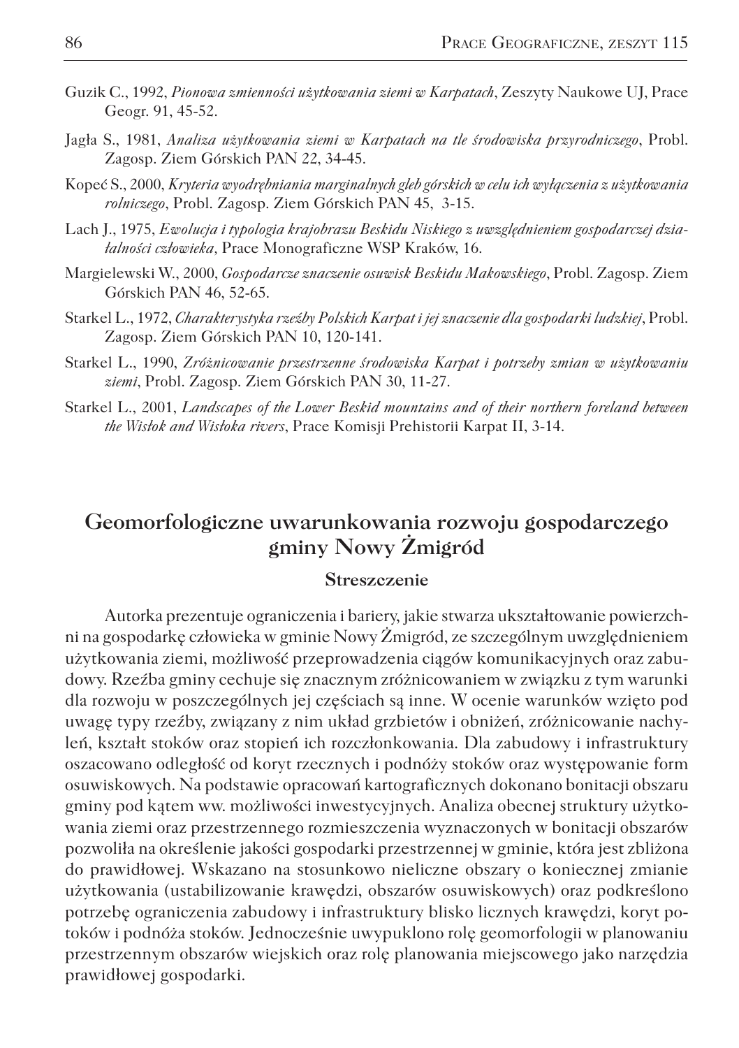Guzik C., 1992, *Pionowa zmienności użytkowania ziemi w Karpatach*, Zeszyty Naukowe UJ, Prace Geogr. 91, 45-52.

Jagła S., 1981, *Analiza użytkowania ziemi w Karpatach na tle środowiska przyrodniczego*, Probl. Zagosp. Ziem Górskich PAN 22, 34-45.

Kopeć S., 2000, *Kryteria wyodrębniania marginalnych gleb górskich w celu ich wyłączenia z użytkowania rolniczego*, Probl. Zagosp. Ziem Górskich PAN 45, 3-15.

Lach J., 1975, *Ewolucja i typologia krajobrazu Beskidu Niskiego z uwzględnieniem gospodarczej działalności człowieka*, Prace Monograficzne WSP Kraków, 16.

Margielewski W., 2000, *Gospodarcze znaczenie osuwisk Beskidu Makowskiego*, Probl. Zagosp. Ziem Górskich PAN 46, 52-65.

Starkel L., 1972, *Charakterystyka rzeźby Polskich Karpat i jej znaczenie dla gospodarki ludzkiej*, Probl. Zagosp. Ziem Górskich PAN 10, 120-141.

Starkel L., 1990, *Zróżnicowanie przestrzenne środowiska Karpat i potrzeby zmian w użytkowaniu ziemi*, Probl. Zagosp. Ziem Górskich PAN 30, 11-27.

Starkel L., 2001, *Landscapes of the Lower Beskid mountains and of their northern foreland between the Wisłok and Wisłoka rivers*, Prace Komisji Prehistorii Karpat II, 3-14.

## Geomorfologiczne uwarunkowania rozwoju gospodarczego gminy Nowy Żmigród

### Streszczenie

Autorka prezentuje ograniczenia i bariery, jakie stwarza ukształtowanie powierzchni na gospodarkę człowieka w gminie Nowy Żmigród, ze szczególnym uwzględnieniem użytkowania ziemi, możliwość przeprowadzenia ciągów komunikacyjnych oraz zabudowy. Rzeźba gminy cechuje się znacznym zróżnicowaniem w związku z tym warunki dla rozwoju w poszczególnych jej częściach są inne. W ocenie warunków wzięto pod uwagę typy rzeźby, związany z nim układ grzbietów i obniżeń, zróżnicowanie nachyleń, kształt stoków oraz stopień ich rozczłonkowania. Dla zabudowy i infrastruktury oszacowano odległość od koryt rzecznych i podnóży stoków oraz występowanie form osuwiskowych. Na podstawie opracowań kartograficznych dokonano bonitacji obszaru gminy pod kątem ww. możliwości inwestycyjnych. Analiza obecnej struktury użytkowania ziemi oraz przestrzennego rozmieszczenia wyznaczonych w bonitacji obszarów pozwoliła na określenie jakości gospodarki przestrzennej w gminie, która jest zbliżona do prawidłowej. Wskazano na stosunkowo nieliczne obszary o koniecznej zmianie użytkowania (ustabilizowanie krawędzi, obszarów osuwiskowych) oraz podkreślono potrzebę ograniczenia zabudowy i infrastruktury blisko licznych krawędzi, koryt potoków i podnóża stoków. Jednocześnie uwypuklono rolę geomorfologii w planowaniu przestrzennym obszarów wiejskich oraz rolę planowania miejscowego jako narzędzia prawidłowej gospodarki.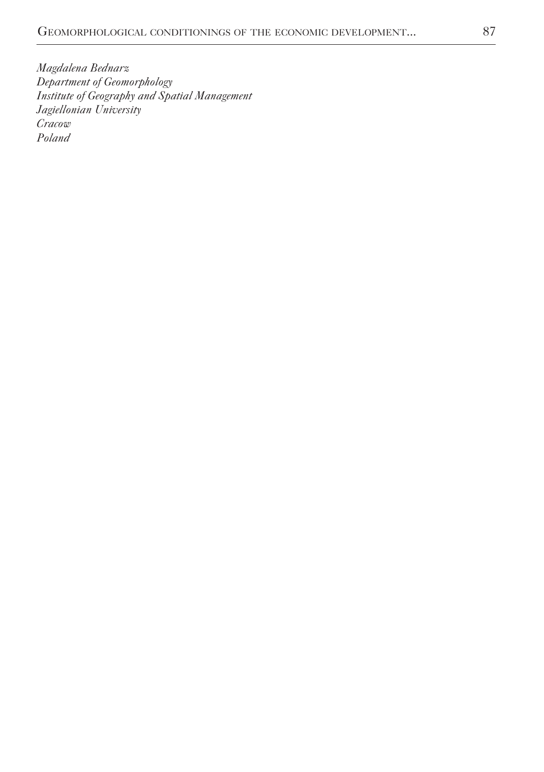*Magdalena Bednarz*
*Department of Geomorphology*
*Institute of Geography and Spatial Management*
*Jagiellonian University*
*Cracow*
*Poland*